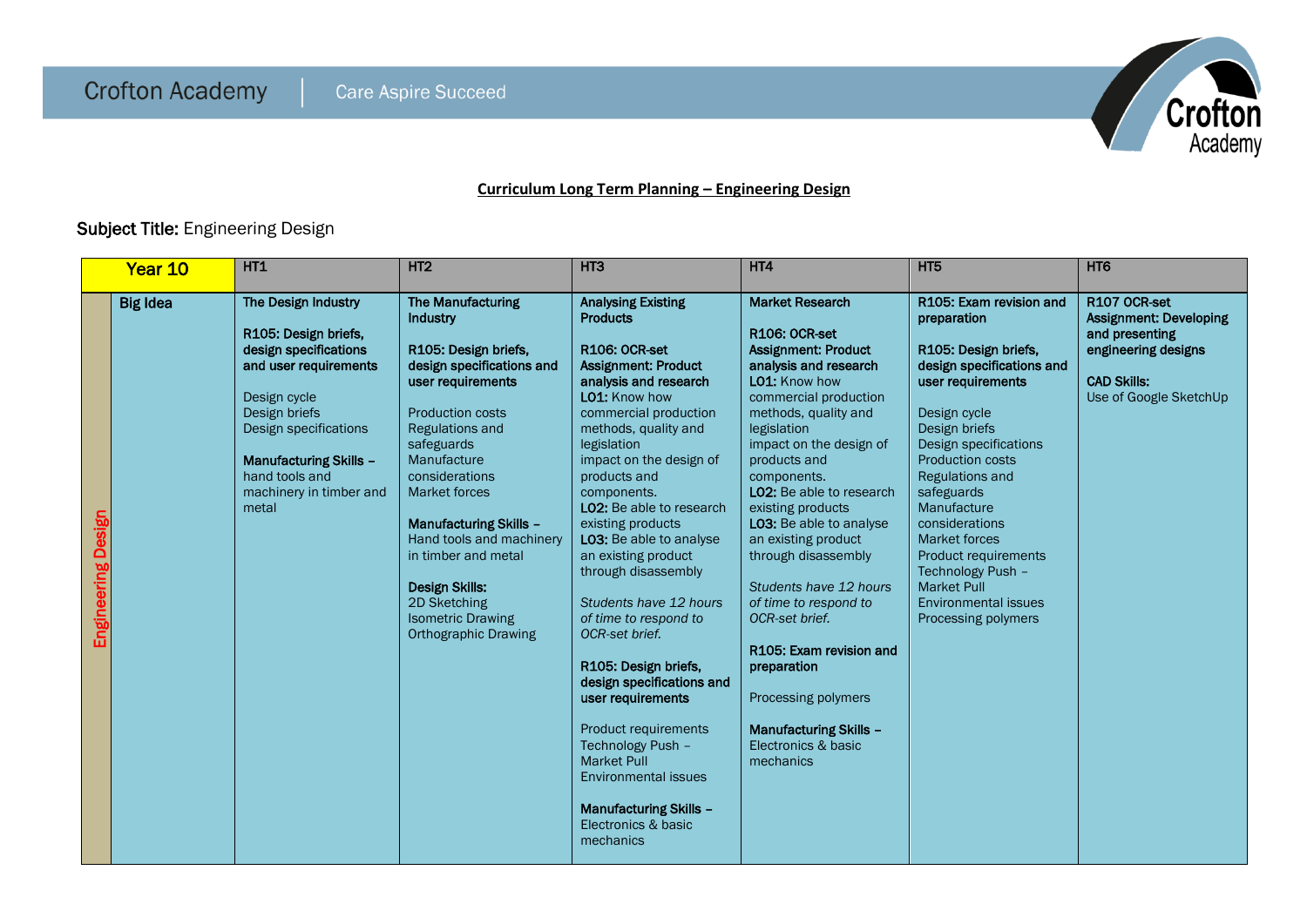Crofton Academy | Care Aspire Succeed

**Curriculum Long Term Planning – Engineering Design**

**Subject Title:** Engineering Design

| Year 10 | | HT1 | HT2 | HT3 | HT4 | HT5 | HT6 |
|---|---|---|---|---|---|---|---|
| Engineering Design | **Big Idea** | **The Design Industry**<br><br>**R105: Design briefs, design specifications and user requirements**<br><br>Design cycle<br>Design briefs<br>Design specifications<br><br>**Manufacturing Skills –** hand tools and machinery in timber and metal | **The Manufacturing Industry**<br><br>**R105: Design briefs, design specifications and user requirements**<br><br>Production costs<br>Regulations and safeguards<br>Manufacture considerations<br>Market forces<br><br>**Manufacturing Skills –** Hand tools and machinery in timber and metal<br><br>**Design Skills:**<br>2D Sketching<br>Isometric Drawing<br>Orthographic Drawing | **Analysing Existing Products**<br><br>**R106: OCR-set Assignment: Product analysis and research**<br>**LO1:** Know how commercial production methods, quality and legislation impact on the design of products and components.<br>**LO2:** Be able to research existing products<br>**LO3:** Be able to analyse an existing product through disassembly<br><br>*Students have 12 hours of time to respond to OCR-set brief.*<br><br>**R105: Design briefs, design specifications and user requirements**<br><br>Product requirements<br>Technology Push – Market Pull<br>Environmental issues<br><br>**Manufacturing Skills –** Electronics & basic mechanics | **Market Research**<br><br>**R106: OCR-set Assignment: Product analysis and research**<br>**LO1:** Know how commercial production methods, quality and legislation impact on the design of products and components.<br>**LO2:** Be able to research existing products<br>**LO3:** Be able to analyse an existing product through disassembly<br><br>*Students have 12 hours of time to respond to OCR-set brief.*<br><br>**R105: Exam revision and preparation**<br><br>Processing polymers<br><br>**Manufacturing Skills –** Electronics & basic mechanics | **R105: Exam revision and preparation**<br><br>**R105: Design briefs, design specifications and user requirements**<br><br>Design cycle<br>Design briefs<br>Design specifications<br>Production costs<br>Regulations and safeguards<br>Manufacture considerations<br>Market forces<br>Product requirements<br>Technology Push – Market Pull<br>Environmental issues<br>Processing polymers | **R107 OCR-set Assignment: Developing and presenting engineering designs**<br><br>**CAD Skills:**<br>Use of Google SketchUp |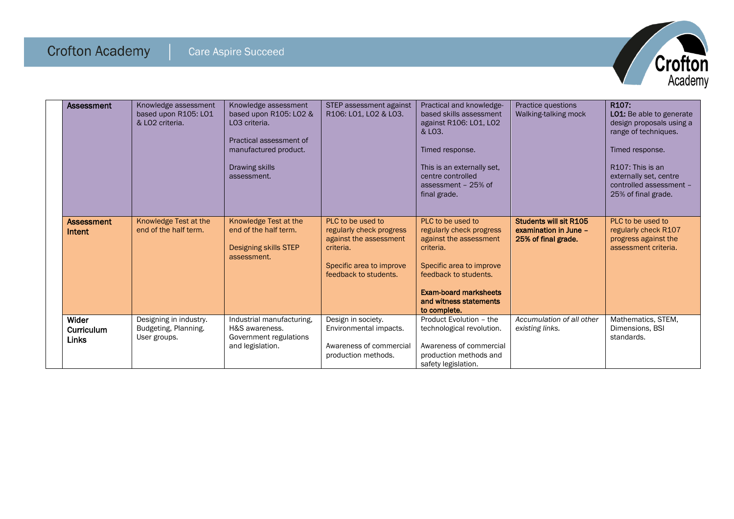| | | | | | | | |
|---|---|---|---|---|---|---|---|
| | **Assessment** | Knowledge assessment based upon R105: LO1 & LO2 criteria. | Knowledge assessment based upon R105: LO2 & LO3 criteria.<br><br>Practical assessment of manufactured product.<br><br>Drawing skills assessment. | STEP assessment against R106: LO1, LO2 & LO3. | Practical and knowledge-based skills assessment against R106: LO1, LO2 & LO3.<br><br>Timed response.<br><br>This is an externally set, centre controlled assessment – 25% of final grade. | Practice questions<br>Walking-talking mock | **R107:**<br>**LO1:** Be able to generate design proposals using a range of techniques.<br><br>Timed response.<br><br>R107: This is an externally set, centre controlled assessment – 25% of final grade. |
| | **Assessment Intent** | Knowledge Test at the end of the half term. | Knowledge Test at the end of the half term.<br><br>Designing skills STEP assessment. | PLC to be used to regularly check progress against the assessment criteria.<br><br>Specific area to improve feedback to students. | PLC to be used to regularly check progress against the assessment criteria.<br><br>Specific area to improve feedback to students.<br><br>**Exam-board marksheets and witness statements to complete.** | **Students will sit R105 examination in June – 25% of final grade.** | PLC to be used to regularly check R107 progress against the assessment criteria. |
| | **Wider Curriculum Links** | Designing in industry.<br>Budgeting, Planning.<br>User groups. | Industrial manufacturing, H&S awareness.<br>Government regulations and legislation. | Design in society.<br>Environmental impacts.<br><br>Awareness of commercial production methods. | Product Evolution – the technological revolution.<br><br>Awareness of commercial production methods and safety legislation. | *Accumulation of all other existing links.* | Mathematics, STEM, Dimensions, BSI standards. |